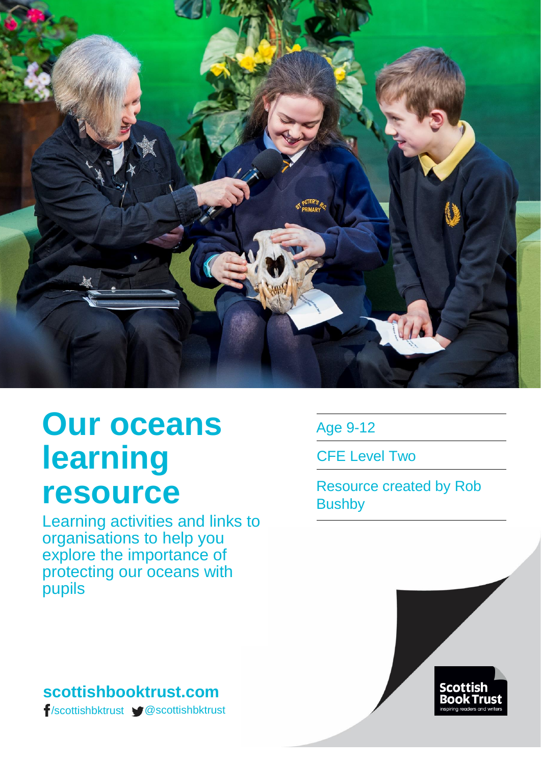# Our oceans learning resource

Learning activities and links to organisations to help you explore the importance of protecting our oceans with pupils

Age 9-12

CFE Level Two

Resource created by Rob Bushby

**scottishbooktrust.com**

/scottishbktrust @scottishbktrust

Scottish Book Trust
inspiring readers and writers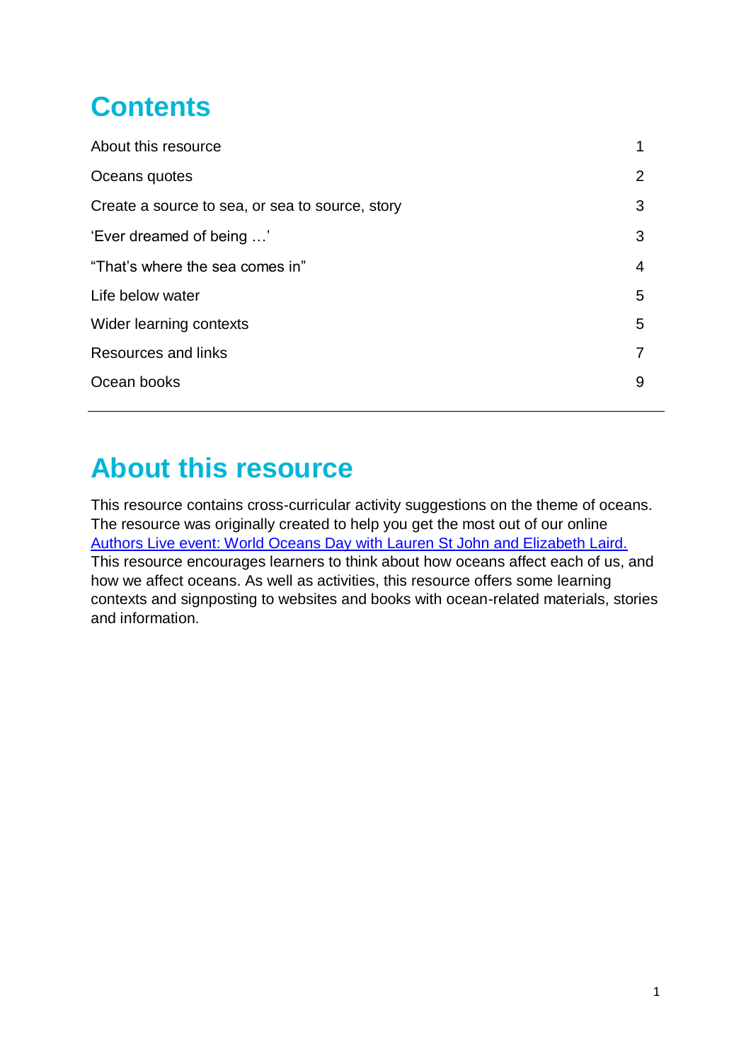# Contents

| | |
|---|---|
| About this resource | 1 |
| Oceans quotes | 2 |
| Create a source to sea, or sea to source, story | 3 |
| 'Ever dreamed of being …' | 3 |
| "That's where the sea comes in" | 4 |
| Life below water | 5 |
| Wider learning contexts | 5 |
| Resources and links | 7 |
| Ocean books | 9 |

---

# About this resource

This resource contains cross-curricular activity suggestions on the theme of oceans. The resource was originally created to help you get the most out of our online [Authors Live event: World Oceans Day with Lauren St John and Elizabeth Laird.](#) This resource encourages learners to think about how oceans affect each of us, and how we affect oceans. As well as activities, this resource offers some learning contexts and signposting to websites and books with ocean-related materials, stories and information.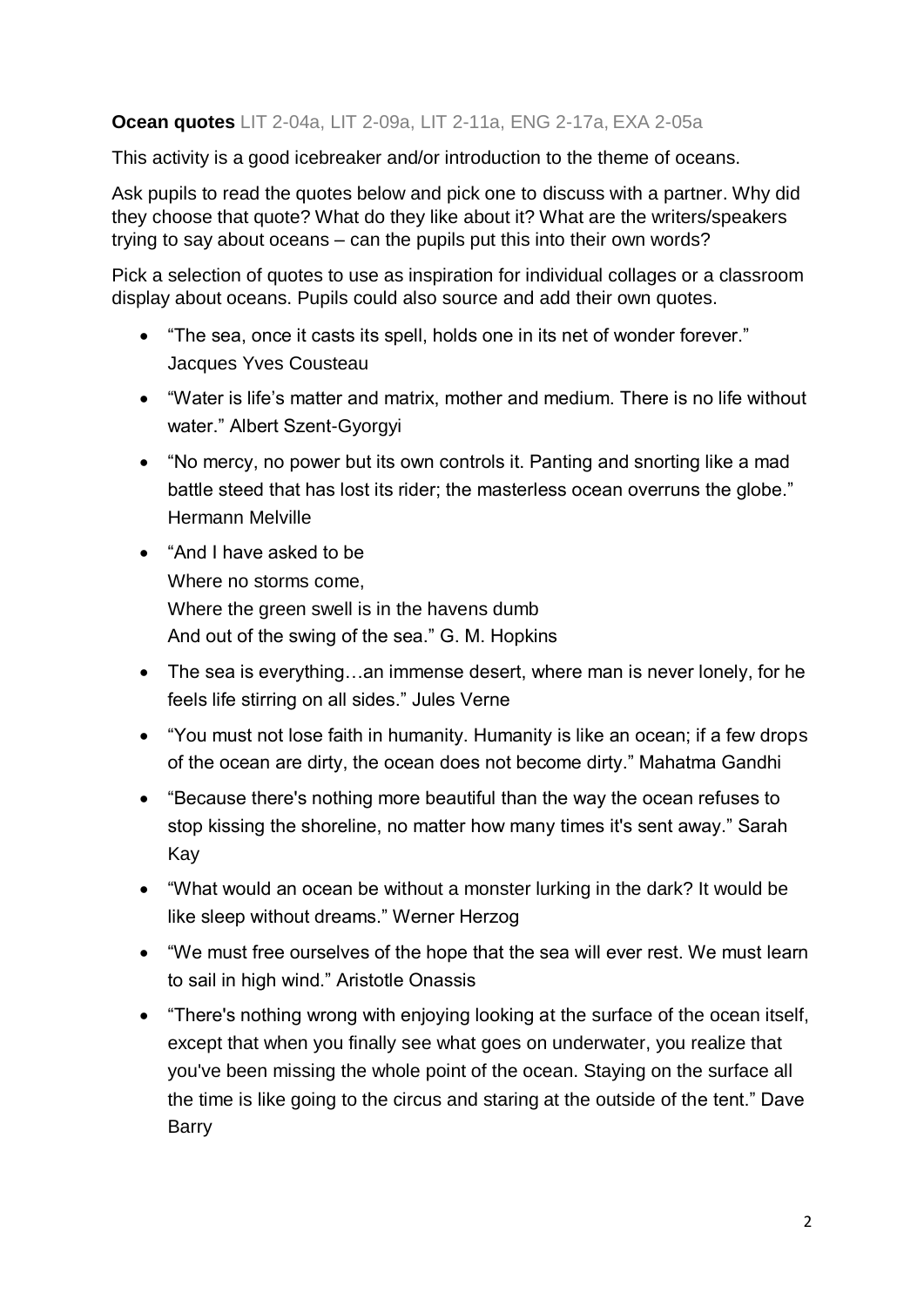**Ocean quotes** LIT 2-04a, LIT 2-09a, LIT 2-11a, ENG 2-17a, EXA 2-05a

This activity is a good icebreaker and/or introduction to the theme of oceans.

Ask pupils to read the quotes below and pick one to discuss with a partner. Why did they choose that quote? What do they like about it? What are the writers/speakers trying to say about oceans – can the pupils put this into their own words?

Pick a selection of quotes to use as inspiration for individual collages or a classroom display about oceans. Pupils could also source and add their own quotes.

- "The sea, once it casts its spell, holds one in its net of wonder forever." Jacques Yves Cousteau
- "Water is life's matter and matrix, mother and medium. There is no life without water." Albert Szent-Gyorgyi
- "No mercy, no power but its own controls it. Panting and snorting like a mad battle steed that has lost its rider; the masterless ocean overruns the globe." Hermann Melville
- "And I have asked to be  
  Where no storms come,  
  Where the green swell is in the havens dumb  
  And out of the swing of the sea." G. M. Hopkins
- The sea is everything…an immense desert, where man is never lonely, for he feels life stirring on all sides." Jules Verne
- "You must not lose faith in humanity. Humanity is like an ocean; if a few drops of the ocean are dirty, the ocean does not become dirty." Mahatma Gandhi
- "Because there's nothing more beautiful than the way the ocean refuses to stop kissing the shoreline, no matter how many times it's sent away." Sarah Kay
- "What would an ocean be without a monster lurking in the dark? It would be like sleep without dreams." Werner Herzog
- "We must free ourselves of the hope that the sea will ever rest. We must learn to sail in high wind." Aristotle Onassis
- "There's nothing wrong with enjoying looking at the surface of the ocean itself, except that when you finally see what goes on underwater, you realize that you've been missing the whole point of the ocean. Staying on the surface all the time is like going to the circus and staring at the outside of the tent." Dave Barry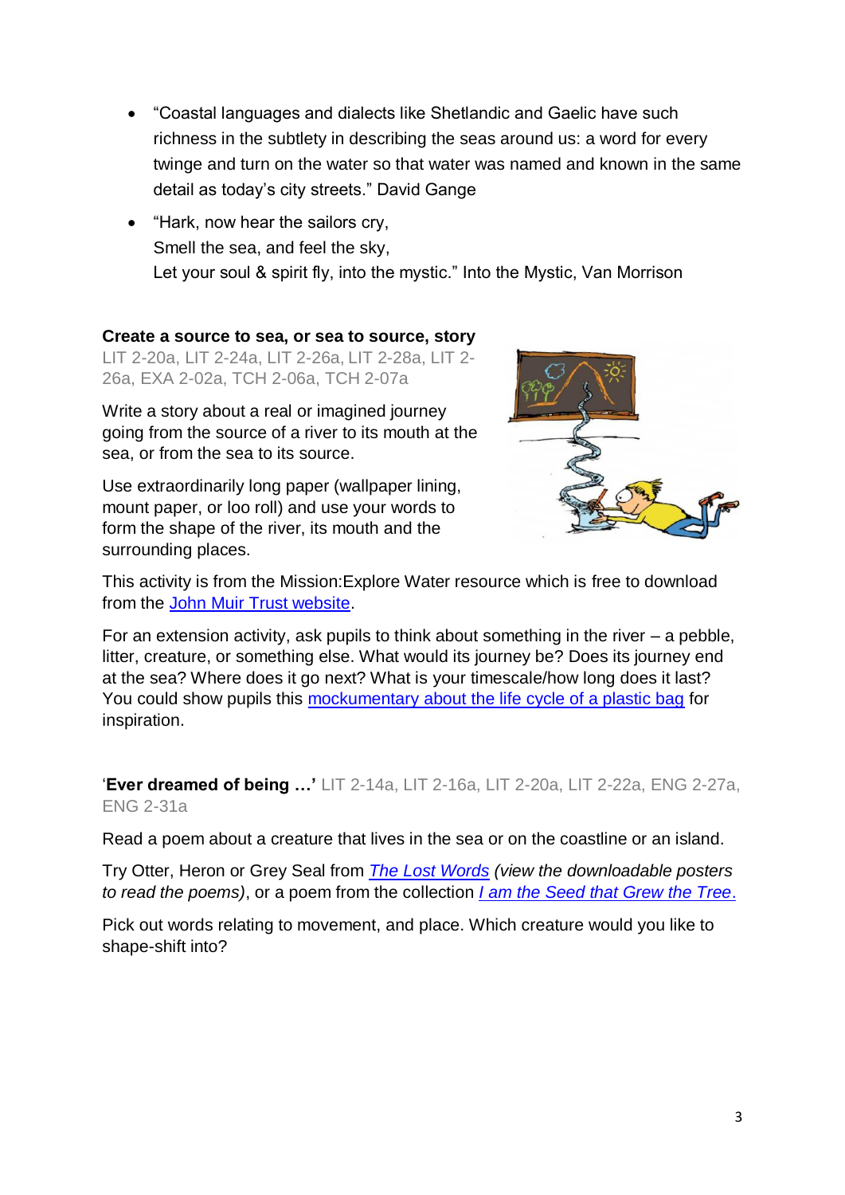- "Coastal languages and dialects like Shetlandic and Gaelic have such richness in the subtlety in describing the seas around us: a word for every twinge and turn on the water so that water was named and known in the same detail as today's city streets." David Gange
- "Hark, now hear the sailors cry,
Smell the sea, and feel the sky,
Let your soul & spirit fly, into the mystic." Into the Mystic, Van Morrison

**Create a source to sea, or sea to source, story**
LIT 2-20a, LIT 2-24a, LIT 2-26a, LIT 2-28a, LIT 2-26a, EXA 2-02a, TCH 2-06a, TCH 2-07a

Write a story about a real or imagined journey going from the source of a river to its mouth at the sea, or from the sea to its source.

Use extraordinarily long paper (wallpaper lining, mount paper, or loo roll) and use your words to form the shape of the river, its mouth and the surrounding places.

This activity is from the Mission:Explore Water resource which is free to download from the John Muir Trust website.

For an extension activity, ask pupils to think about something in the river – a pebble, litter, creature, or something else. What would its journey be? Does its journey end at the sea? Where does it go next? What is your timescale/how long does it last? You could show pupils this mockumentary about the life cycle of a plastic bag for inspiration.

'**Ever dreamed of being …'** LIT 2-14a, LIT 2-16a, LIT 2-20a, LIT 2-22a, ENG 2-27a, ENG 2-31a

Read a poem about a creature that lives in the sea or on the coastline or an island.

Try Otter, Heron or Grey Seal from *The Lost Words* *(view the downloadable posters to read the poems)*, or a poem from the collection *I am the Seed that Grew the Tree*.

Pick out words relating to movement, and place. Which creature would you like to shape-shift into?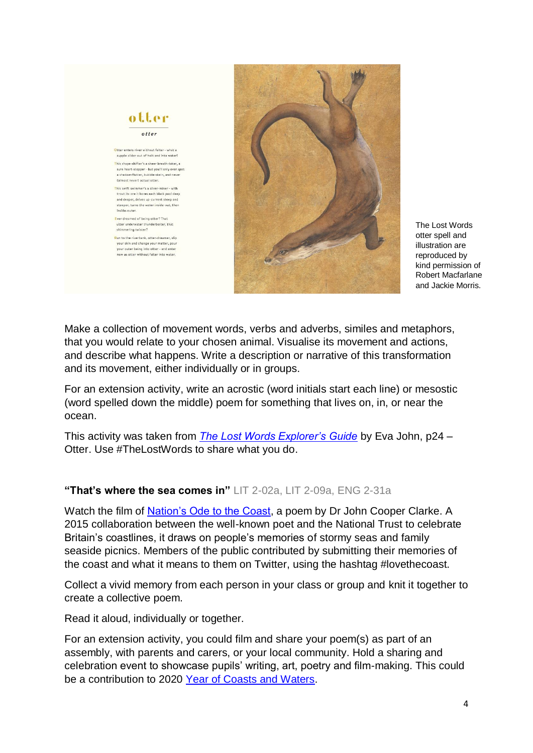otter

otter

Otter enters river without falter – what a supple slider out of holt and into water!

This shape-shifter's a sheer breath-taker, a sure heart-stopper – but you'll only ever spot a shadow-flutter, bubble-skein, and never (almost never) actual otter.

This swift swimmer's a silver-miner – with trout its ore it bores each black pool deep and deeper, delves up-current steep and steeper, turns the water inside-out, then inside-outer.

Ever dreamed of being otter? That utter underwater thunderbolter, that shimmering twister?

Run to the riverbank, otter-dreamer, slip your skin and change your matter, pour your outer being into otter – and enter now as otter without falter into water.

The Lost Words otter spell and illustration are reproduced by kind permission of Robert Macfarlane and Jackie Morris.

Make a collection of movement words, verbs and adverbs, similes and metaphors, that you would relate to your chosen animal. Visualise its movement and actions, and describe what happens. Write a description or narrative of this transformation and its movement, either individually or in groups.

For an extension activity, write an acrostic (word initials start each line) or mesostic (word spelled down the middle) poem for something that lives on, in, or near the ocean.

This activity was taken from *The Lost Words Explorer's Guide* by Eva John, p24 – Otter. Use #TheLostWords to share what you do.

**"That's where the sea comes in"** LIT 2-02a, LIT 2-09a, ENG 2-31a

Watch the film of Nation's Ode to the Coast, a poem by Dr John Cooper Clarke. A 2015 collaboration between the well-known poet and the National Trust to celebrate Britain's coastlines, it draws on people's memories of stormy seas and family seaside picnics. Members of the public contributed by submitting their memories of the coast and what it means to them on Twitter, using the hashtag #lovethecoast.

Collect a vivid memory from each person in your class or group and knit it together to create a collective poem.

Read it aloud, individually or together.

For an extension activity, you could film and share your poem(s) as part of an assembly, with parents and carers, or your local community. Hold a sharing and celebration event to showcase pupils' writing, art, poetry and film-making. This could be a contribution to 2020 Year of Coasts and Waters.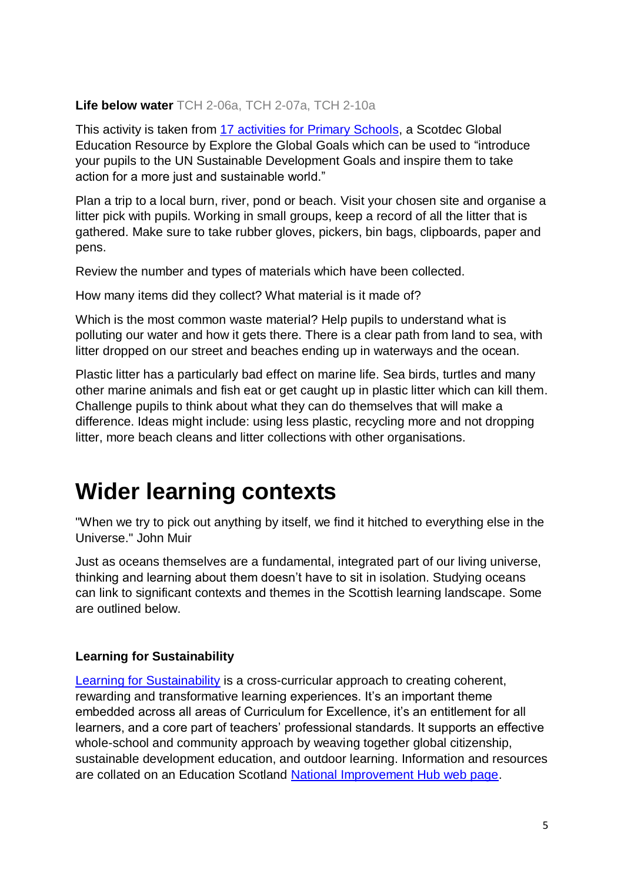**Life below water** TCH 2-06a, TCH 2-07a, TCH 2-10a

This activity is taken from [17 activities for Primary Schools](), a Scotdec Global Education Resource by Explore the Global Goals which can be used to "introduce your pupils to the UN Sustainable Development Goals and inspire them to take action for a more just and sustainable world."

Plan a trip to a local burn, river, pond or beach. Visit your chosen site and organise a litter pick with pupils. Working in small groups, keep a record of all the litter that is gathered. Make sure to take rubber gloves, pickers, bin bags, clipboards, paper and pens.

Review the number and types of materials which have been collected.

How many items did they collect? What material is it made of?

Which is the most common waste material? Help pupils to understand what is polluting our water and how it gets there. There is a clear path from land to sea, with litter dropped on our street and beaches ending up in waterways and the ocean.

Plastic litter has a particularly bad effect on marine life. Sea birds, turtles and many other marine animals and fish eat or get caught up in plastic litter which can kill them. Challenge pupils to think about what they can do themselves that will make a difference. Ideas might include: using less plastic, recycling more and not dropping litter, more beach cleans and litter collections with other organisations.

# Wider learning contexts

"When we try to pick out anything by itself, we find it hitched to everything else in the Universe." John Muir

Just as oceans themselves are a fundamental, integrated part of our living universe, thinking and learning about them doesn't have to sit in isolation. Studying oceans can link to significant contexts and themes in the Scottish learning landscape. Some are outlined below.

### Learning for Sustainability

[Learning for Sustainability]() is a cross-curricular approach to creating coherent, rewarding and transformative learning experiences. It's an important theme embedded across all areas of Curriculum for Excellence, it's an entitlement for all learners, and a core part of teachers' professional standards. It supports an effective whole-school and community approach by weaving together global citizenship, sustainable development education, and outdoor learning. Information and resources are collated on an Education Scotland [National Improvement Hub web page]().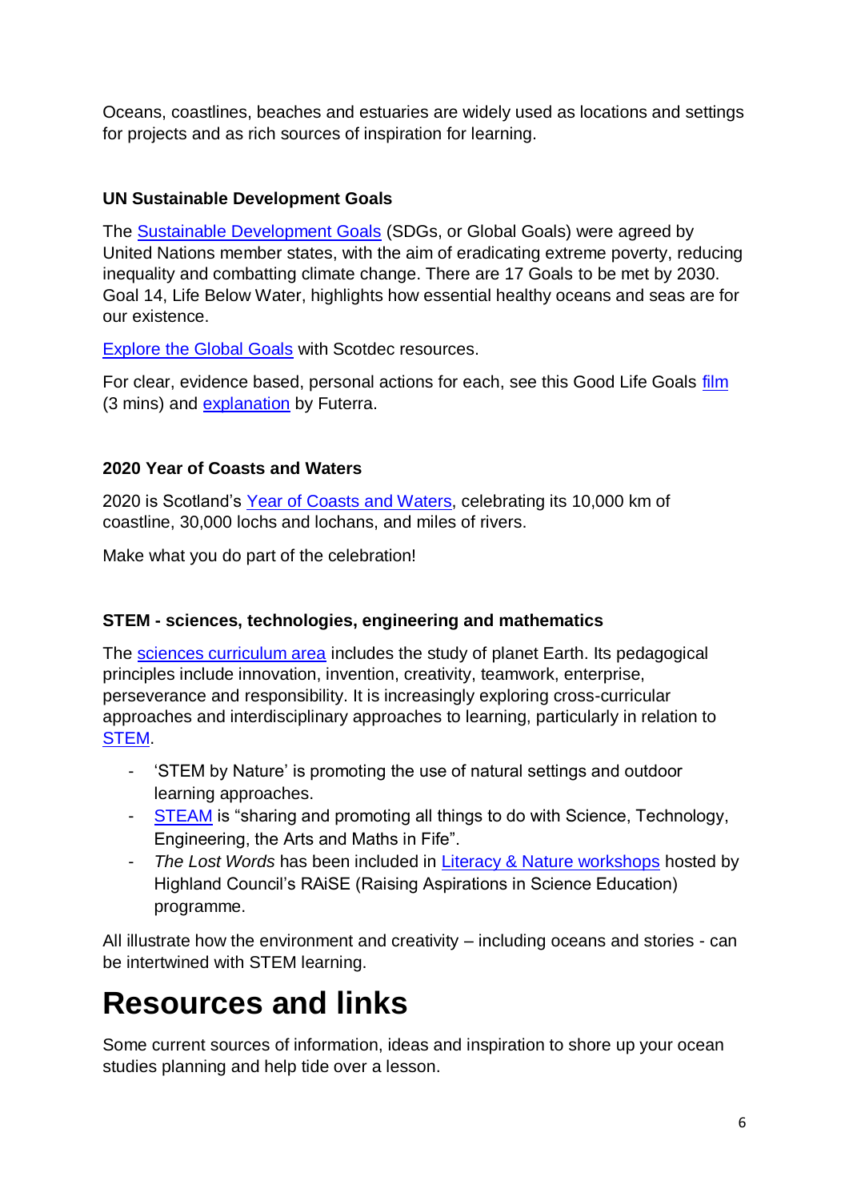Oceans, coastlines, beaches and estuaries are widely used as locations and settings for projects and as rich sources of inspiration for learning.

### UN Sustainable Development Goals

The Sustainable Development Goals (SDGs, or Global Goals) were agreed by United Nations member states, with the aim of eradicating extreme poverty, reducing inequality and combatting climate change. There are 17 Goals to be met by 2030. Goal 14, Life Below Water, highlights how essential healthy oceans and seas are for our existence.

Explore the Global Goals with Scotdec resources.

For clear, evidence based, personal actions for each, see this Good Life Goals film (3 mins) and explanation by Futerra.

### 2020 Year of Coasts and Waters

2020 is Scotland's Year of Coasts and Waters, celebrating its 10,000 km of coastline, 30,000 lochs and lochans, and miles of rivers.

Make what you do part of the celebration!

### STEM - sciences, technologies, engineering and mathematics

The sciences curriculum area includes the study of planet Earth. Its pedagogical principles include innovation, invention, creativity, teamwork, enterprise, perseverance and responsibility. It is increasingly exploring cross-curricular approaches and interdisciplinary approaches to learning, particularly in relation to STEM.

- 'STEM by Nature' is promoting the use of natural settings and outdoor learning approaches.
- STEAM is "sharing and promoting all things to do with Science, Technology, Engineering, the Arts and Maths in Fife".
- *The Lost Words* has been included in Literacy & Nature workshops hosted by Highland Council's RAiSE (Raising Aspirations in Science Education) programme.

All illustrate how the environment and creativity – including oceans and stories - can be intertwined with STEM learning.

# Resources and links

Some current sources of information, ideas and inspiration to shore up your ocean studies planning and help tide over a lesson.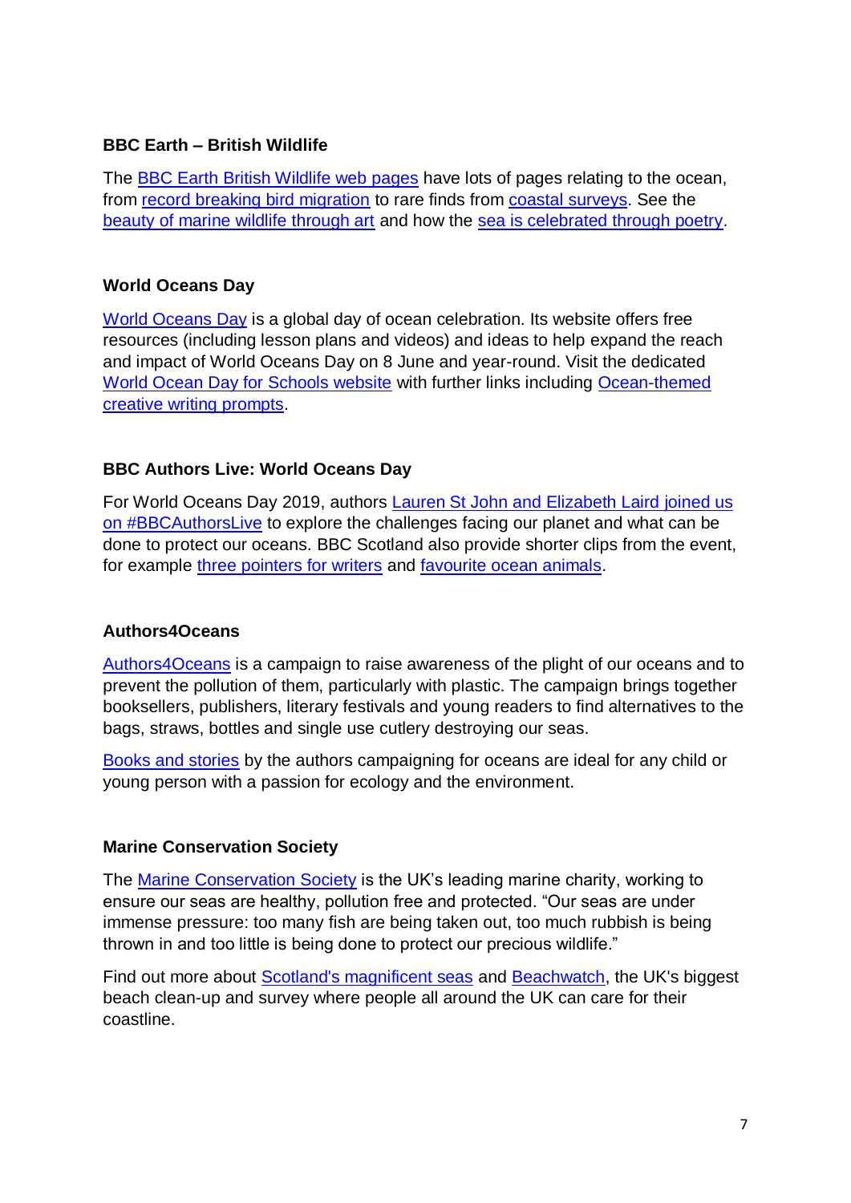### BBC Earth – British Wildlife

The BBC Earth British Wildlife web pages have lots of pages relating to the ocean, from record breaking bird migration to rare finds from coastal surveys. See the beauty of marine wildlife through art and how the sea is celebrated through poetry.

### World Oceans Day

World Oceans Day is a global day of ocean celebration. Its website offers free resources (including lesson plans and videos) and ideas to help expand the reach and impact of World Oceans Day on 8 June and year-round. Visit the dedicated World Ocean Day for Schools website with further links including Ocean-themed creative writing prompts.

### BBC Authors Live: World Oceans Day

For World Oceans Day 2019, authors Lauren St John and Elizabeth Laird joined us on #BBCAuthorsLive to explore the challenges facing our planet and what can be done to protect our oceans. BBC Scotland also provide shorter clips from the event, for example three pointers for writers and favourite ocean animals.

### Authors4Oceans

Authors4Oceans is a campaign to raise awareness of the plight of our oceans and to prevent the pollution of them, particularly with plastic. The campaign brings together booksellers, publishers, literary festivals and young readers to find alternatives to the bags, straws, bottles and single use cutlery destroying our seas.

Books and stories by the authors campaigning for oceans are ideal for any child or young person with a passion for ecology and the environment.

### Marine Conservation Society

The Marine Conservation Society is the UK's leading marine charity, working to ensure our seas are healthy, pollution free and protected. "Our seas are under immense pressure: too many fish are being taken out, too much rubbish is being thrown in and too little is being done to protect our precious wildlife."

Find out more about Scotland's magnificent seas and Beachwatch, the UK's biggest beach clean-up and survey where people all around the UK can care for their coastline.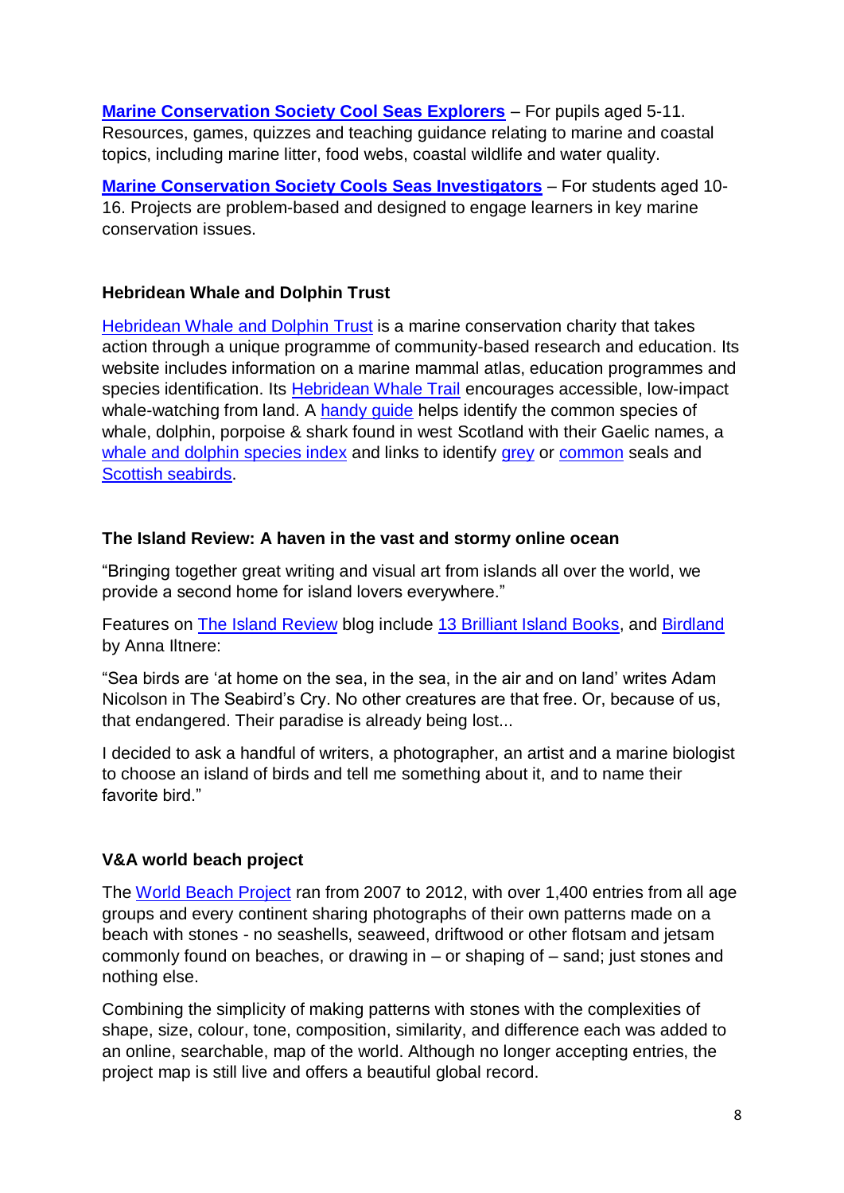**Marine Conservation Society Cool Seas Explorers** – For pupils aged 5-11. Resources, games, quizzes and teaching guidance relating to marine and coastal topics, including marine litter, food webs, coastal wildlife and water quality.

**Marine Conservation Society Cools Seas Investigators** – For students aged 10-16. Projects are problem-based and designed to engage learners in key marine conservation issues.

### Hebridean Whale and Dolphin Trust

Hebridean Whale and Dolphin Trust is a marine conservation charity that takes action through a unique programme of community-based research and education. Its website includes information on a marine mammal atlas, education programmes and species identification. Its Hebridean Whale Trail encourages accessible, low-impact whale-watching from land. A handy guide helps identify the common species of whale, dolphin, porpoise & shark found in west Scotland with their Gaelic names, a whale and dolphin species index and links to identify grey or common seals and Scottish seabirds.

### The Island Review: A haven in the vast and stormy online ocean

"Bringing together great writing and visual art from islands all over the world, we provide a second home for island lovers everywhere."

Features on The Island Review blog include 13 Brilliant Island Books, and Birdland by Anna Iltnere:

"Sea birds are 'at home on the sea, in the sea, in the air and on land' writes Adam Nicolson in The Seabird's Cry. No other creatures are that free. Or, because of us, that endangered. Their paradise is already being lost...

I decided to ask a handful of writers, a photographer, an artist and a marine biologist to choose an island of birds and tell me something about it, and to name their favorite bird."

### V&A world beach project

The World Beach Project ran from 2007 to 2012, with over 1,400 entries from all age groups and every continent sharing photographs of their own patterns made on a beach with stones - no seashells, seaweed, driftwood or other flotsam and jetsam commonly found on beaches, or drawing in – or shaping of – sand; just stones and nothing else.

Combining the simplicity of making patterns with stones with the complexities of shape, size, colour, tone, composition, similarity, and difference each was added to an online, searchable, map of the world. Although no longer accepting entries, the project map is still live and offers a beautiful global record.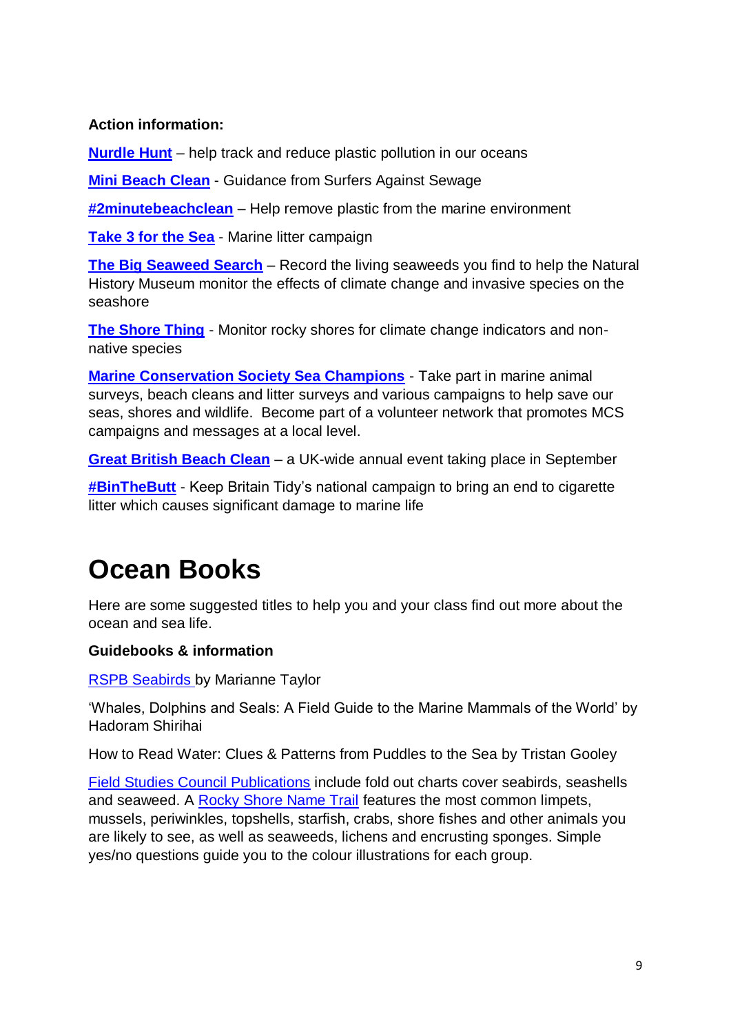**Action information:**

**Nurdle Hunt** – help track and reduce plastic pollution in our oceans

**Mini Beach Clean** - Guidance from Surfers Against Sewage

**#2minutebeachclean** – Help remove plastic from the marine environment

**Take 3 for the Sea** - Marine litter campaign

**The Big Seaweed Search** – Record the living seaweeds you find to help the Natural History Museum monitor the effects of climate change and invasive species on the seashore

**The Shore Thing** - Monitor rocky shores for climate change indicators and non-native species

**Marine Conservation Society Sea Champions** - Take part in marine animal surveys, beach cleans and litter surveys and various campaigns to help save our seas, shores and wildlife. Become part of a volunteer network that promotes MCS campaigns and messages at a local level.

**Great British Beach Clean** – a UK-wide annual event taking place in September

**#BinTheButt** - Keep Britain Tidy's national campaign to bring an end to cigarette litter which causes significant damage to marine life

# Ocean Books

Here are some suggested titles to help you and your class find out more about the ocean and sea life.

**Guidebooks & information**

RSPB Seabirds by Marianne Taylor

'Whales, Dolphins and Seals: A Field Guide to the Marine Mammals of the World' by Hadoram Shirihai

How to Read Water: Clues & Patterns from Puddles to the Sea by Tristan Gooley

Field Studies Council Publications include fold out charts cover seabirds, seashells and seaweed. A Rocky Shore Name Trail features the most common limpets, mussels, periwinkles, topshells, starfish, crabs, shore fishes and other animals you are likely to see, as well as seaweeds, lichens and encrusting sponges. Simple yes/no questions guide you to the colour illustrations for each group.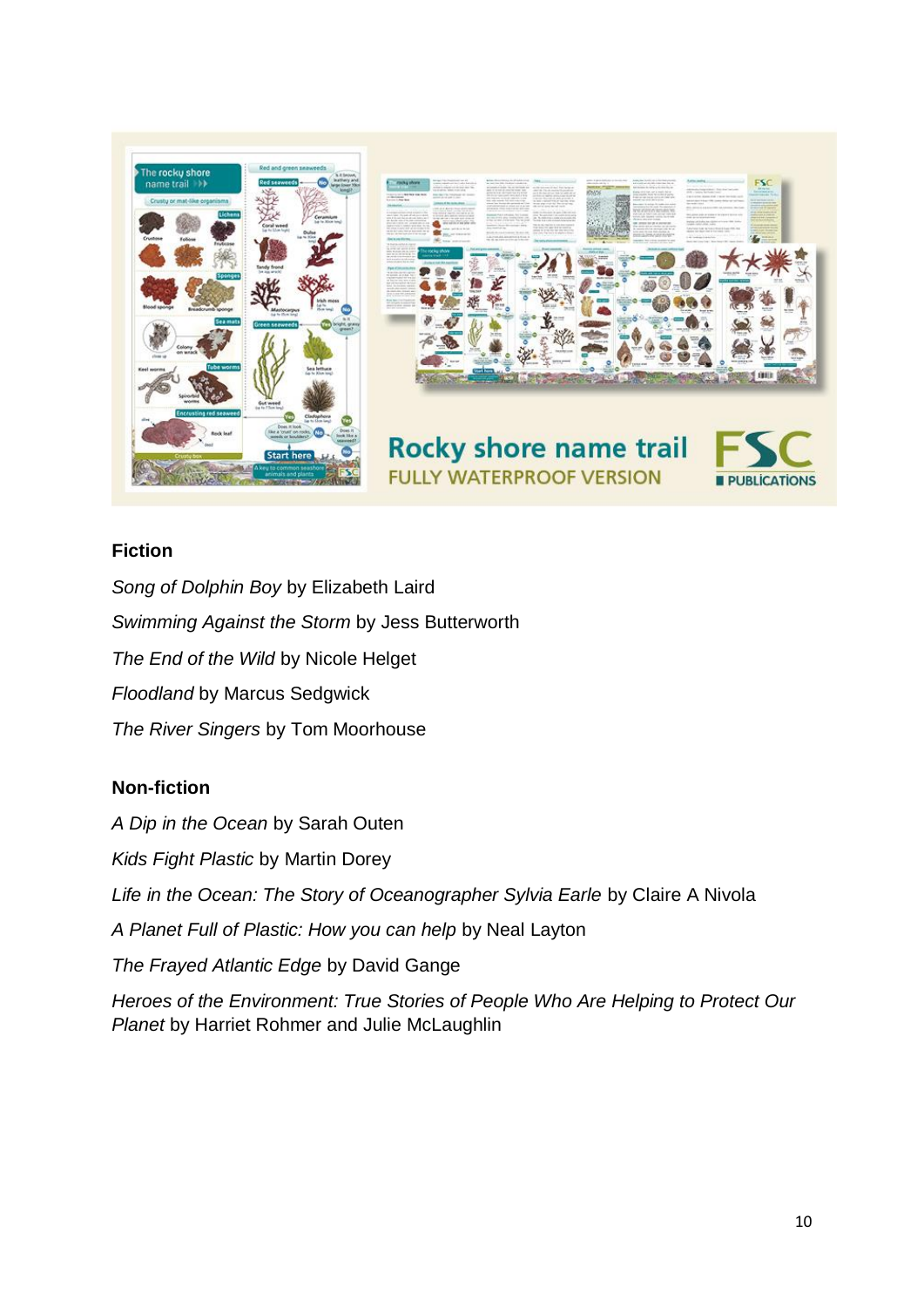**Fiction**

*Song of Dolphin Boy* by Elizabeth Laird

*Swimming Against the Storm* by Jess Butterworth

*The End of the Wild* by Nicole Helget

*Floodland* by Marcus Sedgwick

*The River Singers* by Tom Moorhouse

**Non-fiction**

*A Dip in the Ocean* by Sarah Outen

*Kids Fight Plastic* by Martin Dorey

*Life in the Ocean: The Story of Oceanographer Sylvia Earle* by Claire A Nivola

*A Planet Full of Plastic: How you can help* by Neal Layton

*The Frayed Atlantic Edge* by David Gange

*Heroes of the Environment: True Stories of People Who Are Helping to Protect Our Planet* by Harriet Rohmer and Julie McLaughlin